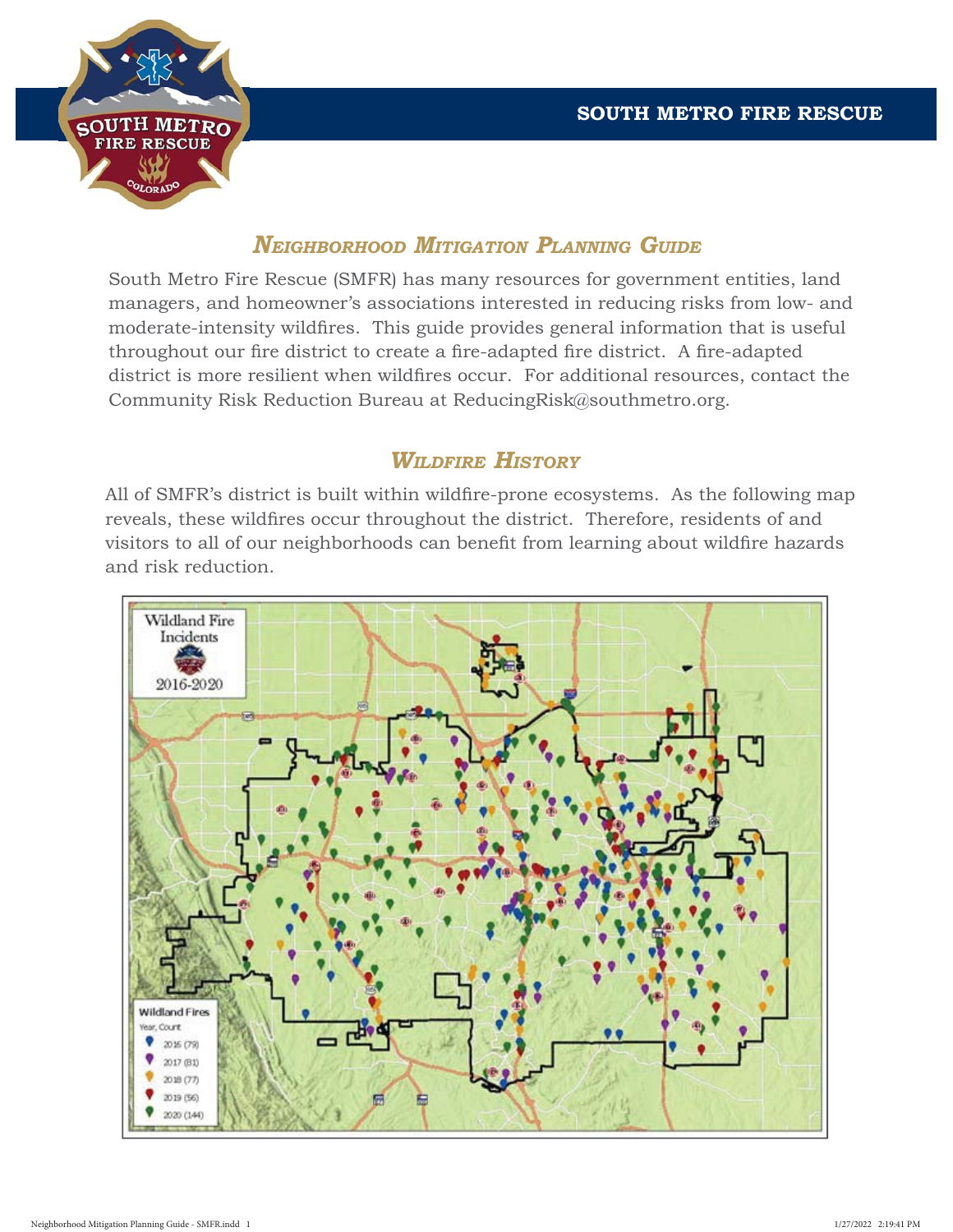# SOUTH METRO FIRE RESCUE

## *Neighborhood Mitigation Planning Guide*

South Metro Fire Rescue (SMFR) has many resources for government entities, land managers, and homeowner's associations interested in reducing risks from low- and moderate-intensity wildfires. This guide provides general information that is useful throughout our fire district to create a fire-adapted fire district. A fire-adapted district is more resilient when wildfires occur. For additional resources, contact the Community Risk Reduction Bureau at ReducingRisk@southmetro.org.

## *Wildfire History*

All of SMFR's district is built within wildfire-prone ecosystems. As the following map reveals, these wildfires occur throughout the district. Therefore, residents of and visitors to all of our neighborhoods can benefit from learning about wildfire hazards and risk reduction.

Wildland Fire Incidents 2016-2020

Wildland Fires
Year, Count
- 2016 (79)
- 2017 (81)
- 2018 (77)
- 2019 (56)
- 2020 (144)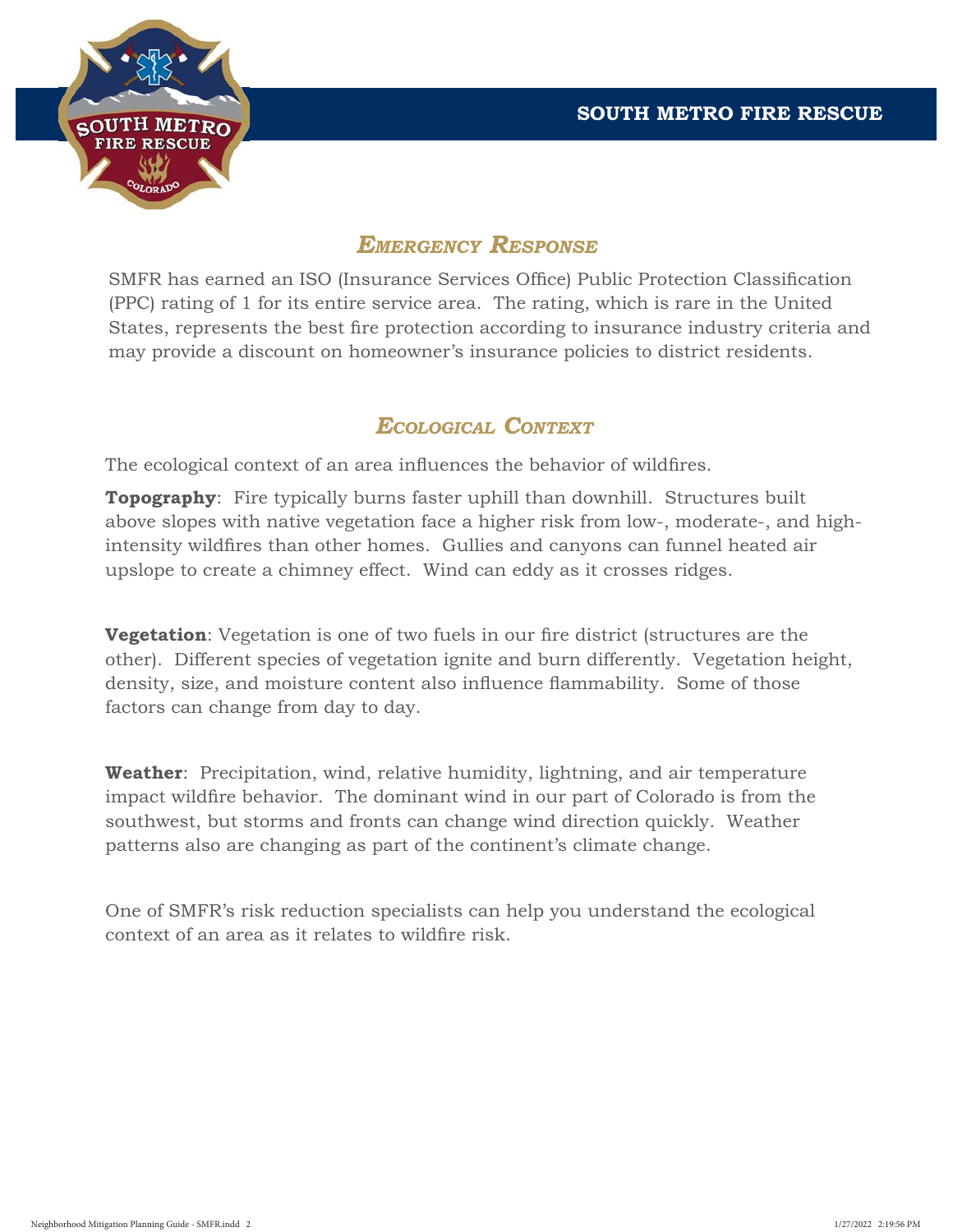## *Emergency Response*

SMFR has earned an ISO (Insurance Services Office) Public Protection Classification (PPC) rating of 1 for its entire service area. The rating, which is rare in the United States, represents the best fire protection according to insurance industry criteria and may provide a discount on homeowner's insurance policies to district residents.

## *Ecological Context*

The ecological context of an area influences the behavior of wildfires.

**Topography**: Fire typically burns faster uphill than downhill. Structures built above slopes with native vegetation face a higher risk from low-, moderate-, and high-intensity wildfires than other homes. Gullies and canyons can funnel heated air upslope to create a chimney effect. Wind can eddy as it crosses ridges.

**Vegetation**: Vegetation is one of two fuels in our fire district (structures are the other). Different species of vegetation ignite and burn differently. Vegetation height, density, size, and moisture content also influence flammability. Some of those factors can change from day to day.

**Weather**: Precipitation, wind, relative humidity, lightning, and air temperature impact wildfire behavior. The dominant wind in our part of Colorado is from the southwest, but storms and fronts can change wind direction quickly. Weather patterns also are changing as part of the continent's climate change.

One of SMFR's risk reduction specialists can help you understand the ecological context of an area as it relates to wildfire risk.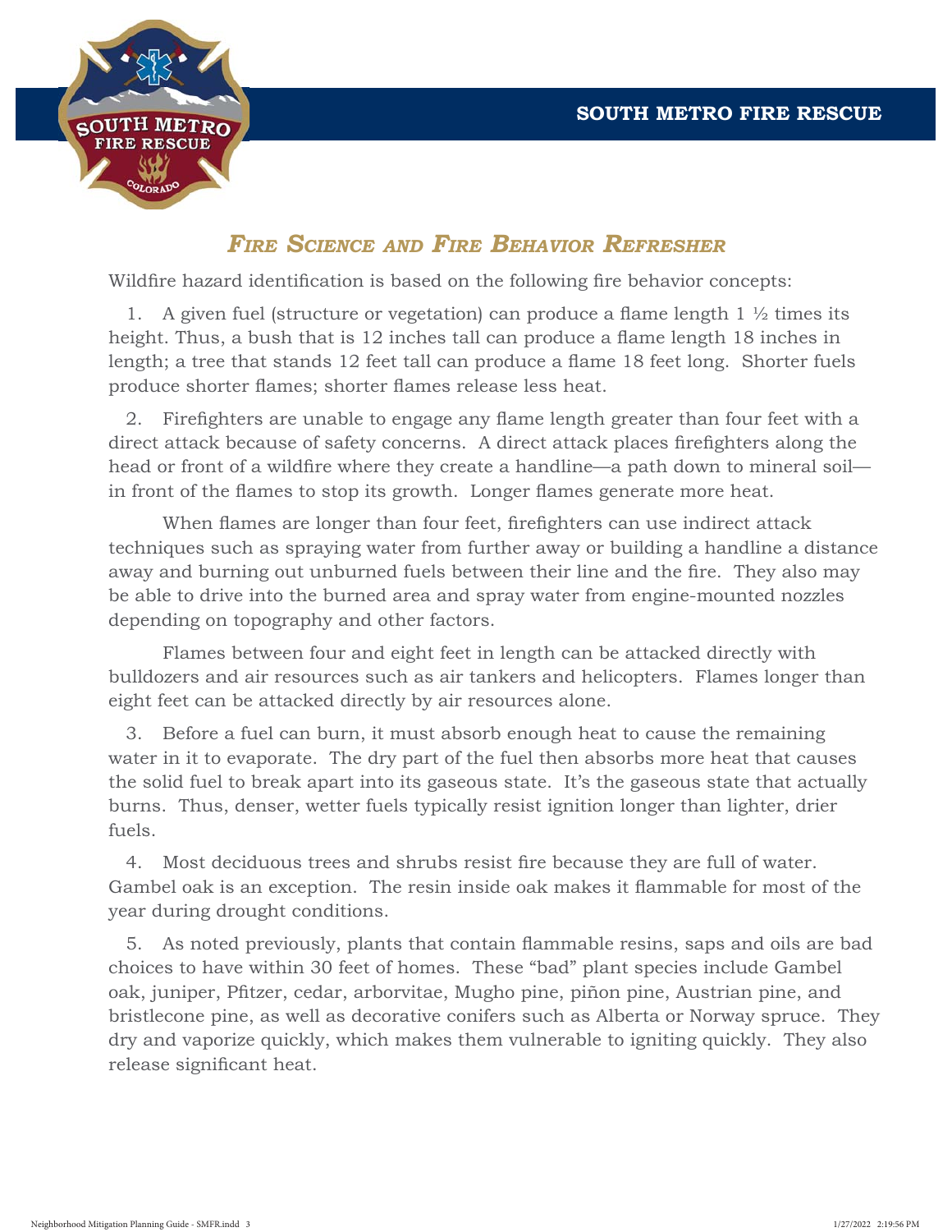## *Fire Science and Fire Behavior Refresher*

Wildfire hazard identification is based on the following fire behavior concepts:

1. A given fuel (structure or vegetation) can produce a flame length 1 ½ times its height. Thus, a bush that is 12 inches tall can produce a flame length 18 inches in length; a tree that stands 12 feet tall can produce a flame 18 feet long. Shorter fuels produce shorter flames; shorter flames release less heat.

2. Firefighters are unable to engage any flame length greater than four feet with a direct attack because of safety concerns. A direct attack places firefighters along the head or front of a wildfire where they create a handline—a path down to mineral soil—in front of the flames to stop its growth. Longer flames generate more heat.

   When flames are longer than four feet, firefighters can use indirect attack techniques such as spraying water from further away or building a handline a distance away and burning out unburned fuels between their line and the fire. They also may be able to drive into the burned area and spray water from engine-mounted nozzles depending on topography and other factors.

   Flames between four and eight feet in length can be attacked directly with bulldozers and air resources such as air tankers and helicopters. Flames longer than eight feet can be attacked directly by air resources alone.

3. Before a fuel can burn, it must absorb enough heat to cause the remaining water in it to evaporate. The dry part of the fuel then absorbs more heat that causes the solid fuel to break apart into its gaseous state. It's the gaseous state that actually burns. Thus, denser, wetter fuels typically resist ignition longer than lighter, drier fuels.

4. Most deciduous trees and shrubs resist fire because they are full of water. Gambel oak is an exception. The resin inside oak makes it flammable for most of the year during drought conditions.

5. As noted previously, plants that contain flammable resins, saps and oils are bad choices to have within 30 feet of homes. These "bad" plant species include Gambel oak, juniper, Pfitzer, cedar, arborvitae, Mugho pine, piñon pine, Austrian pine, and bristlecone pine, as well as decorative conifers such as Alberta or Norway spruce. They dry and vaporize quickly, which makes them vulnerable to igniting quickly. They also release significant heat.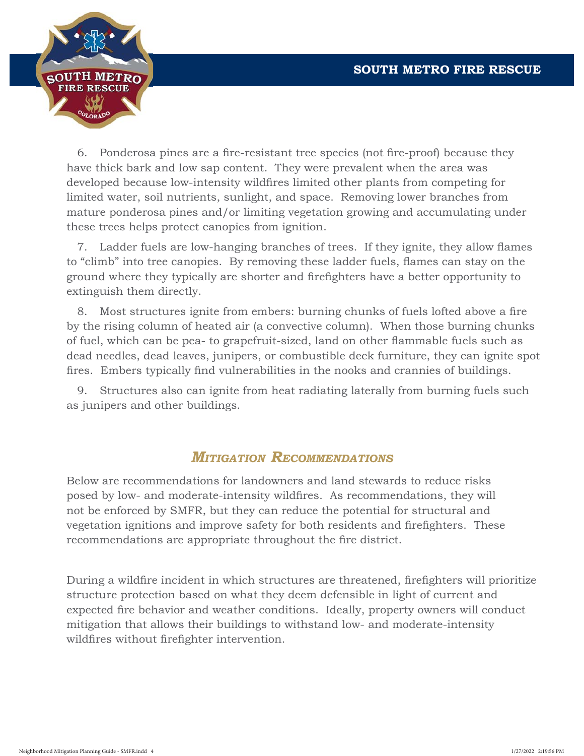6. Ponderosa pines are a fire-resistant tree species (not fire-proof) because they have thick bark and low sap content. They were prevalent when the area was developed because low-intensity wildfires limited other plants from competing for limited water, soil nutrients, sunlight, and space. Removing lower branches from mature ponderosa pines and/or limiting vegetation growing and accumulating under these trees helps protect canopies from ignition.

7. Ladder fuels are low-hanging branches of trees. If they ignite, they allow flames to "climb" into tree canopies. By removing these ladder fuels, flames can stay on the ground where they typically are shorter and firefighters have a better opportunity to extinguish them directly.

8. Most structures ignite from embers: burning chunks of fuels lofted above a fire by the rising column of heated air (a convective column). When those burning chunks of fuel, which can be pea- to grapefruit-sized, land on other flammable fuels such as dead needles, dead leaves, junipers, or combustible deck furniture, they can ignite spot fires. Embers typically find vulnerabilities in the nooks and crannies of buildings.

9. Structures also can ignite from heat radiating laterally from burning fuels such as junipers and other buildings.

## *Mitigation Recommendations*

Below are recommendations for landowners and land stewards to reduce risks posed by low- and moderate-intensity wildfires. As recommendations, they will not be enforced by SMFR, but they can reduce the potential for structural and vegetation ignitions and improve safety for both residents and firefighters. These recommendations are appropriate throughout the fire district.

During a wildfire incident in which structures are threatened, firefighters will prioritize structure protection based on what they deem defensible in light of current and expected fire behavior and weather conditions. Ideally, property owners will conduct mitigation that allows their buildings to withstand low- and moderate-intensity wildfires without firefighter intervention.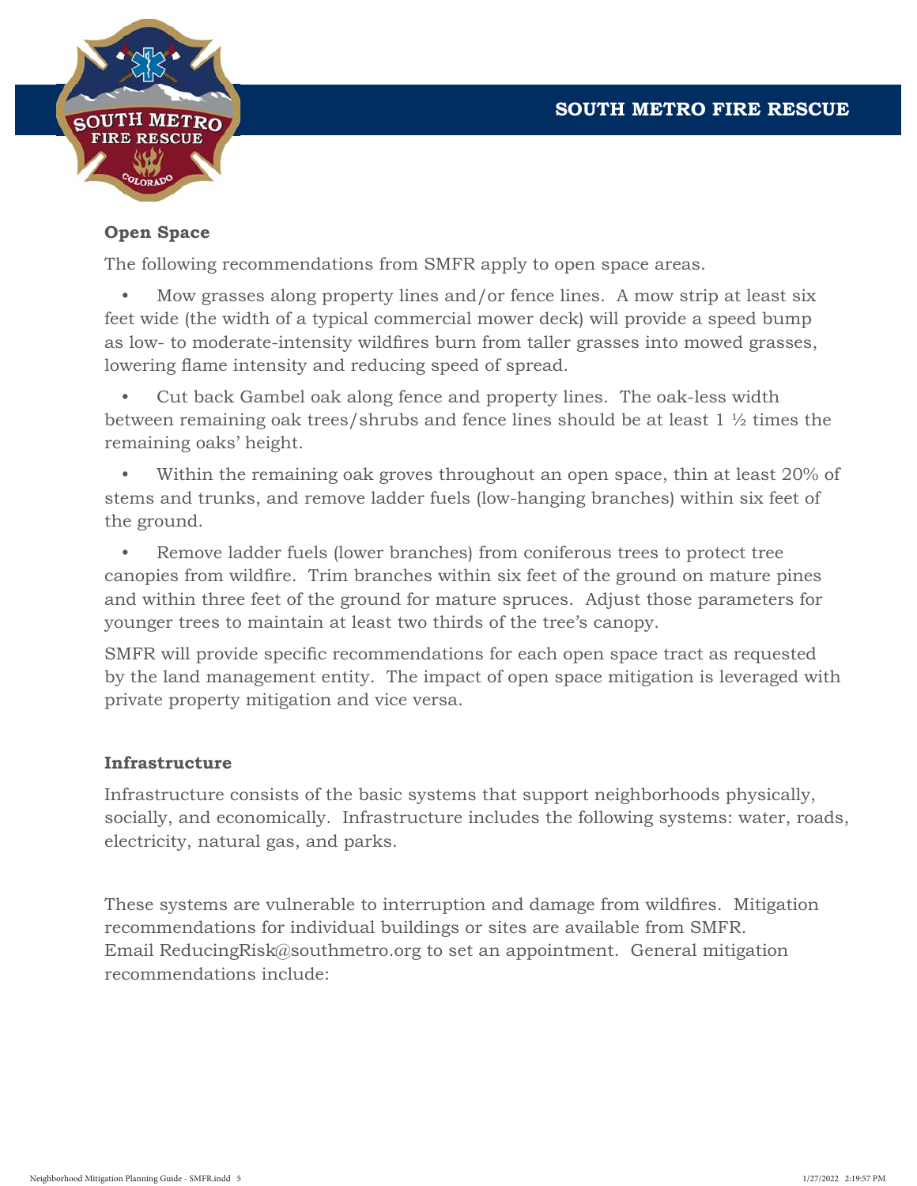## Open Space

The following recommendations from SMFR apply to open space areas.

- Mow grasses along property lines and/or fence lines. A mow strip at least six feet wide (the width of a typical commercial mower deck) will provide a speed bump as low- to moderate-intensity wildfires burn from taller grasses into mowed grasses, lowering flame intensity and reducing speed of spread.
- Cut back Gambel oak along fence and property lines. The oak-less width between remaining oak trees/shrubs and fence lines should be at least 1 ½ times the remaining oaks' height.
- Within the remaining oak groves throughout an open space, thin at least 20% of stems and trunks, and remove ladder fuels (low-hanging branches) within six feet of the ground.
- Remove ladder fuels (lower branches) from coniferous trees to protect tree canopies from wildfire. Trim branches within six feet of the ground on mature pines and within three feet of the ground for mature spruces. Adjust those parameters for younger trees to maintain at least two thirds of the tree's canopy.

SMFR will provide specific recommendations for each open space tract as requested by the land management entity. The impact of open space mitigation is leveraged with private property mitigation and vice versa.

## Infrastructure

Infrastructure consists of the basic systems that support neighborhoods physically, socially, and economically. Infrastructure includes the following systems: water, roads, electricity, natural gas, and parks.

These systems are vulnerable to interruption and damage from wildfires. Mitigation recommendations for individual buildings or sites are available from SMFR. Email ReducingRisk@southmetro.org to set an appointment. General mitigation recommendations include: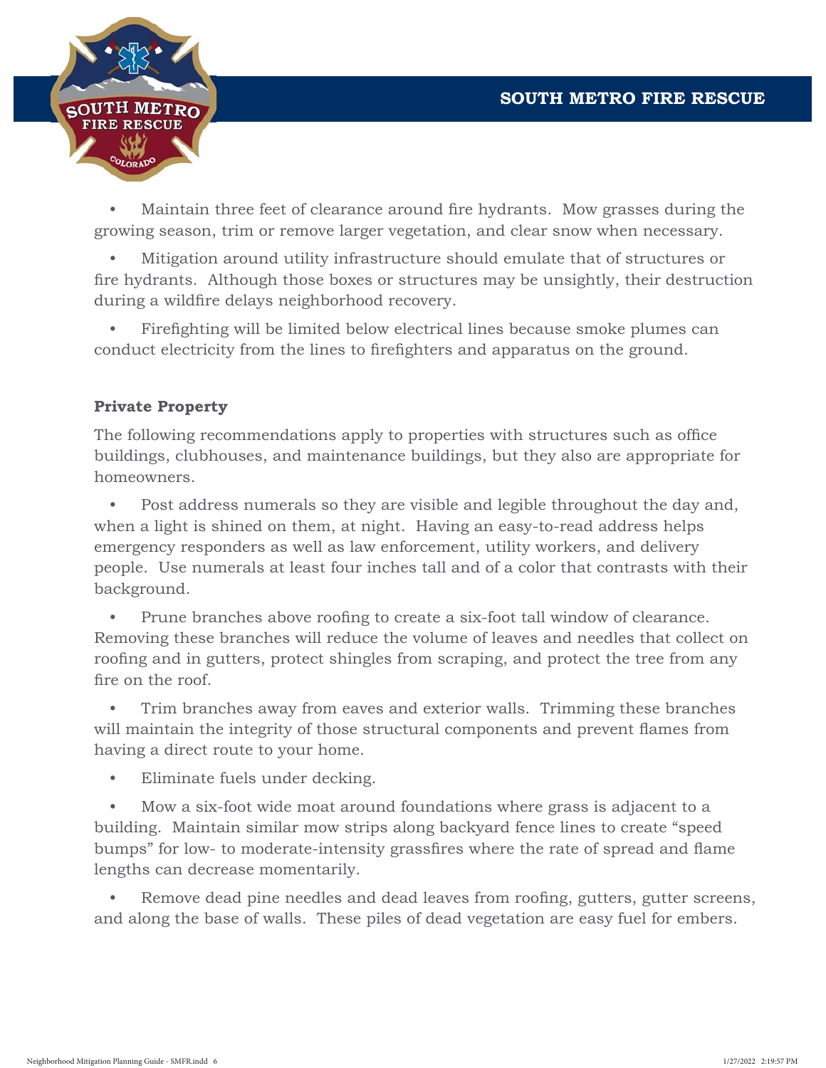- Maintain three feet of clearance around fire hydrants. Mow grasses during the growing season, trim or remove larger vegetation, and clear snow when necessary.
- Mitigation around utility infrastructure should emulate that of structures or fire hydrants. Although those boxes or structures may be unsightly, their destruction during a wildfire delays neighborhood recovery.
- Firefighting will be limited below electrical lines because smoke plumes can conduct electricity from the lines to firefighters and apparatus on the ground.

**Private Property**

The following recommendations apply to properties with structures such as office buildings, clubhouses, and maintenance buildings, but they also are appropriate for homeowners.

- Post address numerals so they are visible and legible throughout the day and, when a light is shined on them, at night. Having an easy-to-read address helps emergency responders as well as law enforcement, utility workers, and delivery people. Use numerals at least four inches tall and of a color that contrasts with their background.
- Prune branches above roofing to create a six-foot tall window of clearance. Removing these branches will reduce the volume of leaves and needles that collect on roofing and in gutters, protect shingles from scraping, and protect the tree from any fire on the roof.
- Trim branches away from eaves and exterior walls. Trimming these branches will maintain the integrity of those structural components and prevent flames from having a direct route to your home.
- Eliminate fuels under decking.
- Mow a six-foot wide moat around foundations where grass is adjacent to a building. Maintain similar mow strips along backyard fence lines to create "speed bumps" for low- to moderate-intensity grassfires where the rate of spread and flame lengths can decrease momentarily.
- Remove dead pine needles and dead leaves from roofing, gutters, gutter screens, and along the base of walls. These piles of dead vegetation are easy fuel for embers.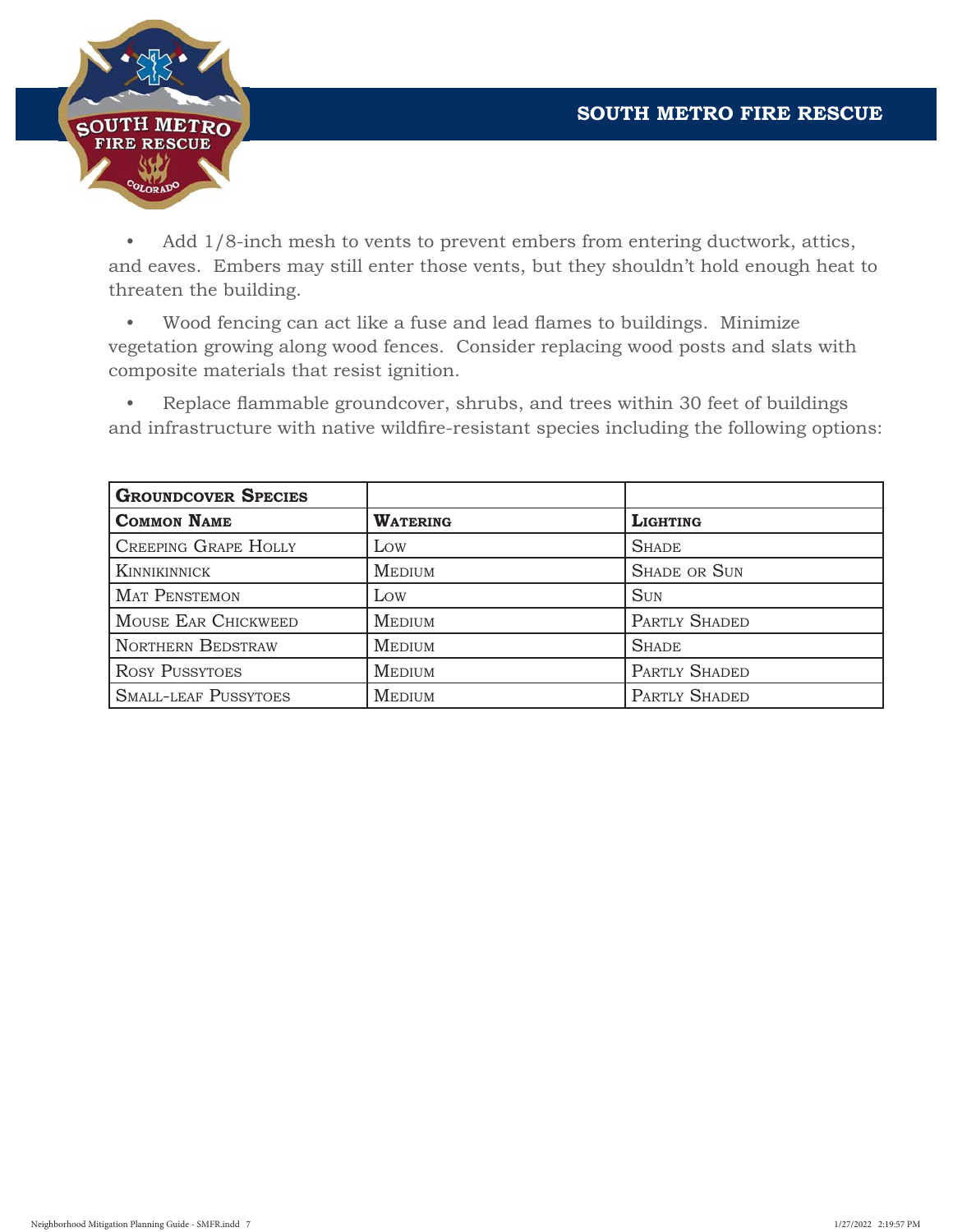- Add 1/8-inch mesh to vents to prevent embers from entering ductwork, attics, and eaves. Embers may still enter those vents, but they shouldn't hold enough heat to threaten the building.
- Wood fencing can act like a fuse and lead flames to buildings. Minimize vegetation growing along wood fences. Consider replacing wood posts and slats with composite materials that resist ignition.
- Replace flammable groundcover, shrubs, and trees within 30 feet of buildings and infrastructure with native wildfire-resistant species including the following options:

| **Groundcover Species** | | |
|---|---|---|
| **Common Name** | **Watering** | **Lighting** |
| Creeping Grape Holly | Low | Shade |
| Kinnikinnick | Medium | Shade or Sun |
| Mat Penstemon | Low | Sun |
| Mouse Ear Chickweed | Medium | Partly Shaded |
| Northern Bedstraw | Medium | Shade |
| Rosy Pussytoes | Medium | Partly Shaded |
| Small-leaf Pussytoes | Medium | Partly Shaded |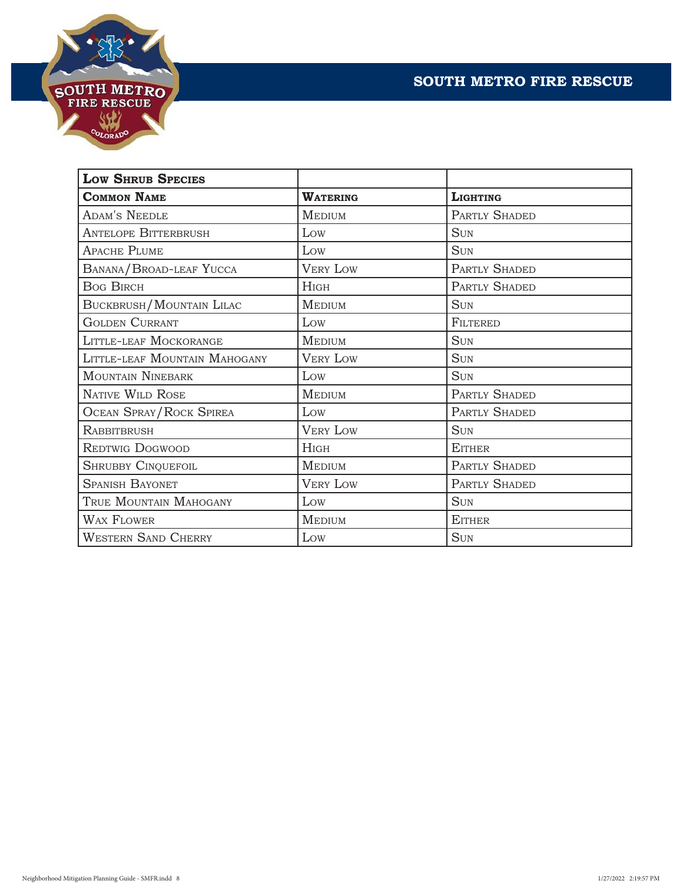| Low Shrub Species | | |
|---|---|---|
| **Common Name** | **Watering** | **Lighting** |
| Adam's Needle | Medium | Partly Shaded |
| Antelope Bitterbrush | Low | Sun |
| Apache Plume | Low | Sun |
| Banana/Broad-leaf Yucca | Very Low | Partly Shaded |
| Bog Birch | High | Partly Shaded |
| Buckbrush/Mountain Lilac | Medium | Sun |
| Golden Currant | Low | Filtered |
| Little-leaf Mockorange | Medium | Sun |
| Little-leaf Mountain Mahogany | Very Low | Sun |
| Mountain Ninebark | Low | Sun |
| Native Wild Rose | Medium | Partly Shaded |
| Ocean Spray/Rock Spirea | Low | Partly Shaded |
| Rabbitbrush | Very Low | Sun |
| Redtwig Dogwood | High | Either |
| Shrubby Cinquefoil | Medium | Partly Shaded |
| Spanish Bayonet | Very Low | Partly Shaded |
| True Mountain Mahogany | Low | Sun |
| Wax Flower | Medium | Either |
| Western Sand Cherry | Low | Sun |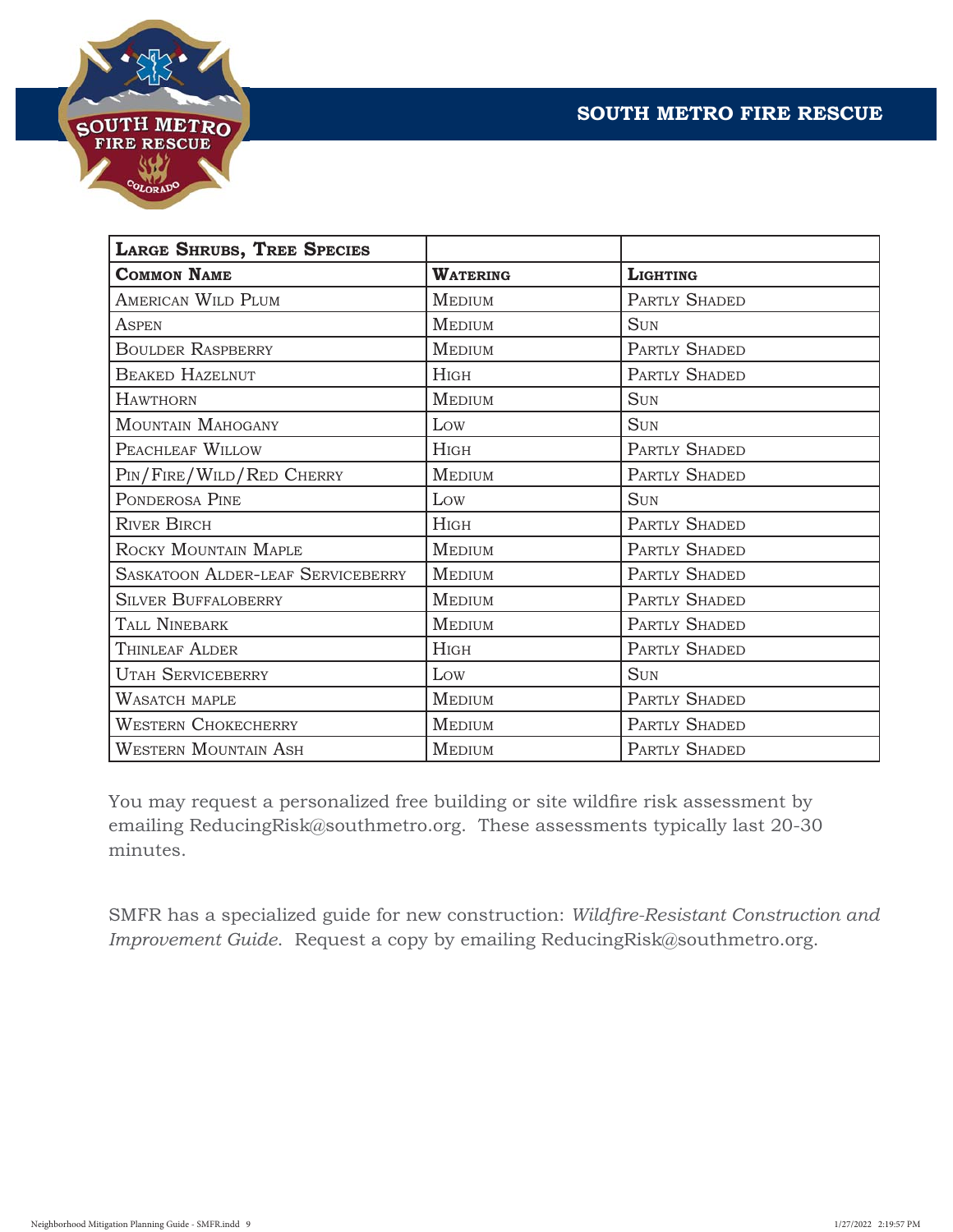| Large Shrubs, Tree Species | | |
|---|---|---|
| **Common Name** | **Watering** | **Lighting** |
| American Wild Plum | Medium | Partly Shaded |
| Aspen | Medium | Sun |
| Boulder Raspberry | Medium | Partly Shaded |
| Beaked Hazelnut | High | Partly Shaded |
| Hawthorn | Medium | Sun |
| Mountain Mahogany | Low | Sun |
| Peachleaf Willow | High | Partly Shaded |
| Pin/Fire/Wild/Red Cherry | Medium | Partly Shaded |
| Ponderosa Pine | Low | Sun |
| River Birch | High | Partly Shaded |
| Rocky Mountain Maple | Medium | Partly Shaded |
| Saskatoon Alder-leaf Serviceberry | Medium | Partly Shaded |
| Silver Buffaloberry | Medium | Partly Shaded |
| Tall Ninebark | Medium | Partly Shaded |
| Thinleaf Alder | High | Partly Shaded |
| Utah Serviceberry | Low | Sun |
| Wasatch maple | Medium | Partly Shaded |
| Western Chokecherry | Medium | Partly Shaded |
| Western Mountain Ash | Medium | Partly Shaded |

You may request a personalized free building or site wildfire risk assessment by emailing ReducingRisk@southmetro.org. These assessments typically last 20-30 minutes.

SMFR has a specialized guide for new construction: *Wildfire-Resistant Construction and Improvement Guide*. Request a copy by emailing ReducingRisk@southmetro.org.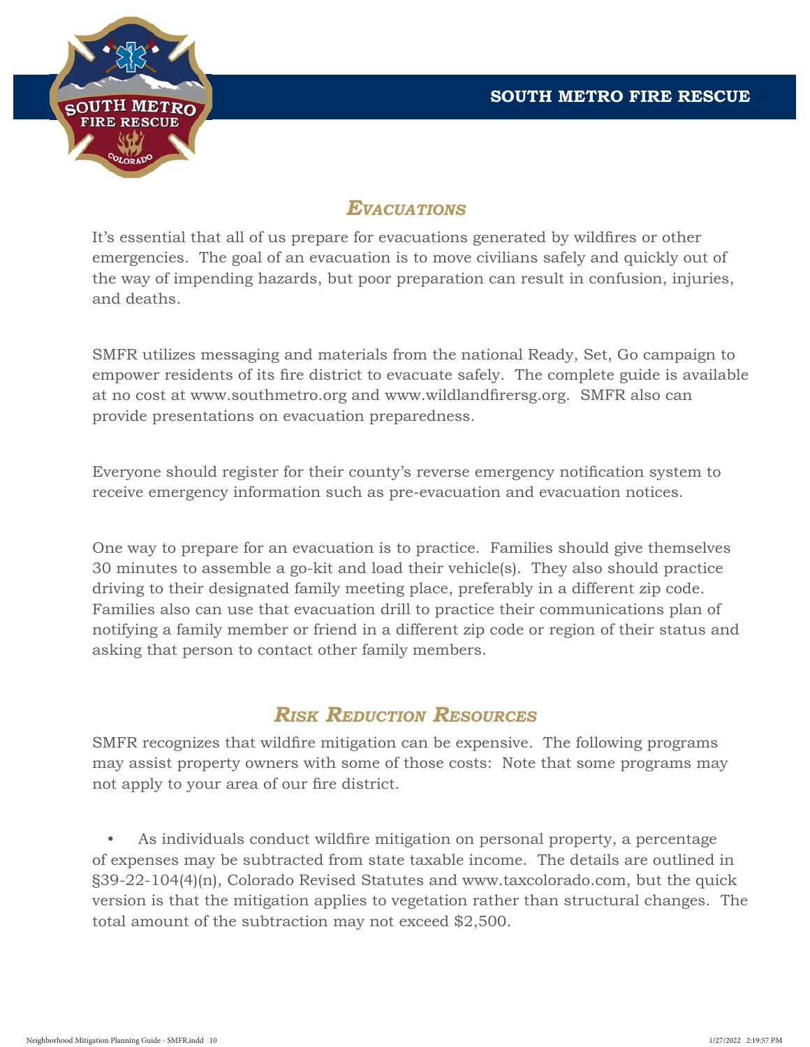## *Evacuations*

It's essential that all of us prepare for evacuations generated by wildfires or other emergencies. The goal of an evacuation is to move civilians safely and quickly out of the way of impending hazards, but poor preparation can result in confusion, injuries, and deaths.

SMFR utilizes messaging and materials from the national Ready, Set, Go campaign to empower residents of its fire district to evacuate safely. The complete guide is available at no cost at www.southmetro.org and www.wildlandfirersg.org. SMFR also can provide presentations on evacuation preparedness.

Everyone should register for their county's reverse emergency notification system to receive emergency information such as pre-evacuation and evacuation notices.

One way to prepare for an evacuation is to practice. Families should give themselves 30 minutes to assemble a go-kit and load their vehicle(s). They also should practice driving to their designated family meeting place, preferably in a different zip code. Families also can use that evacuation drill to practice their communications plan of notifying a family member or friend in a different zip code or region of their status and asking that person to contact other family members.

## *Risk Reduction Resources*

SMFR recognizes that wildfire mitigation can be expensive. The following programs may assist property owners with some of those costs: Note that some programs may not apply to your area of our fire district.

- As individuals conduct wildfire mitigation on personal property, a percentage of expenses may be subtracted from state taxable income. The details are outlined in §39-22-104(4)(n), Colorado Revised Statutes and www.taxcolorado.com, but the quick version is that the mitigation applies to vegetation rather than structural changes. The total amount of the subtraction may not exceed $2,500.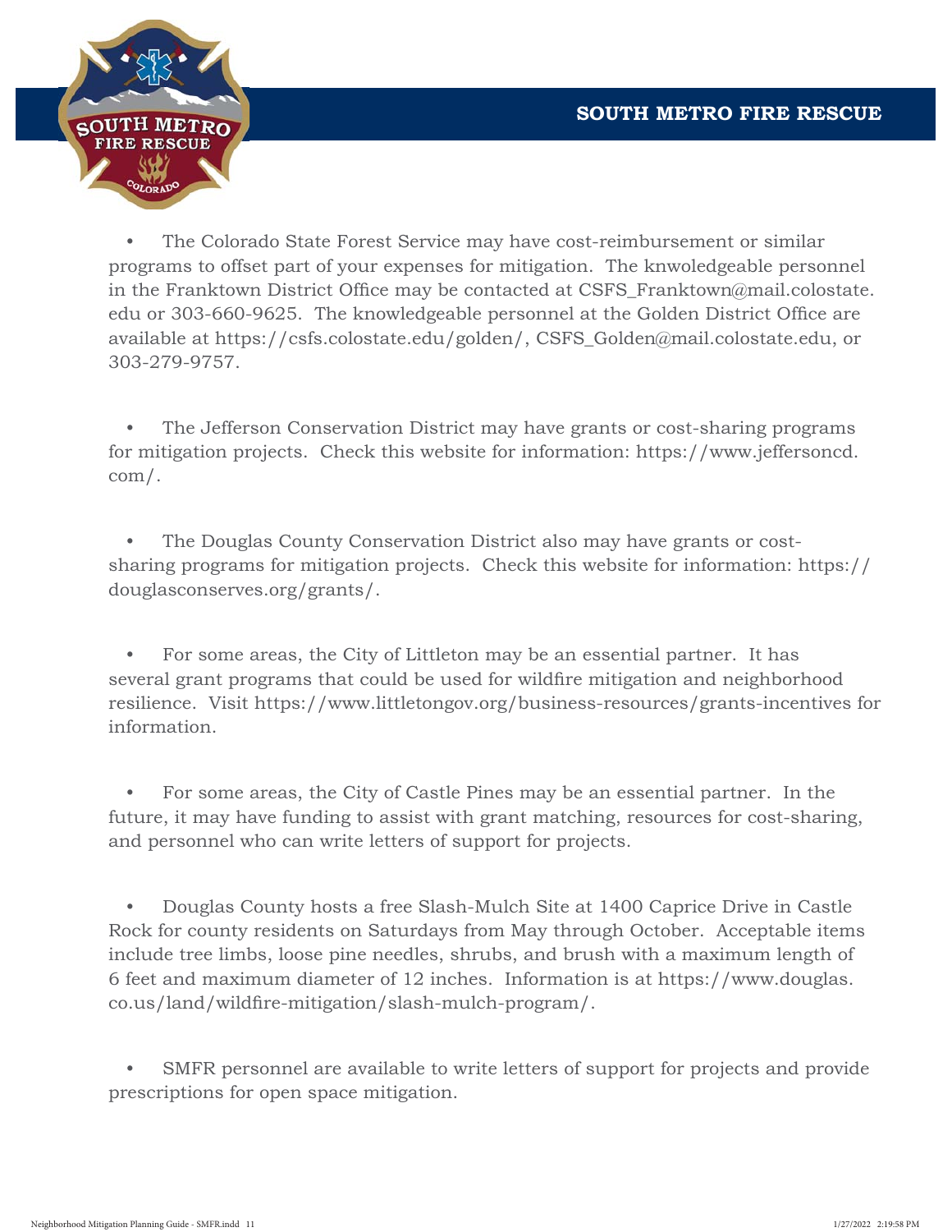- The Colorado State Forest Service may have cost-reimbursement or similar programs to offset part of your expenses for mitigation. The knwoledgeable personnel in the Franktown District Office may be contacted at CSFS_Franktown@mail.colostate.edu or 303-660-9625. The knowledgeable personnel at the Golden District Office are available at https://csfs.colostate.edu/golden/, CSFS_Golden@mail.colostate.edu, or 303-279-9757.

- The Jefferson Conservation District may have grants or cost-sharing programs for mitigation projects. Check this website for information: https://www.jeffersoncd.com/.

- The Douglas County Conservation District also may have grants or cost-sharing programs for mitigation projects. Check this website for information: https://douglasconserves.org/grants/.

- For some areas, the City of Littleton may be an essential partner. It has several grant programs that could be used for wildfire mitigation and neighborhood resilience. Visit https://www.littletongov.org/business-resources/grants-incentives for information.

- For some areas, the City of Castle Pines may be an essential partner. In the future, it may have funding to assist with grant matching, resources for cost-sharing, and personnel who can write letters of support for projects.

- Douglas County hosts a free Slash-Mulch Site at 1400 Caprice Drive in Castle Rock for county residents on Saturdays from May through October. Acceptable items include tree limbs, loose pine needles, shrubs, and brush with a maximum length of 6 feet and maximum diameter of 12 inches. Information is at https://www.douglas.co.us/land/wildfire-mitigation/slash-mulch-program/.

- SMFR personnel are available to write letters of support for projects and provide prescriptions for open space mitigation.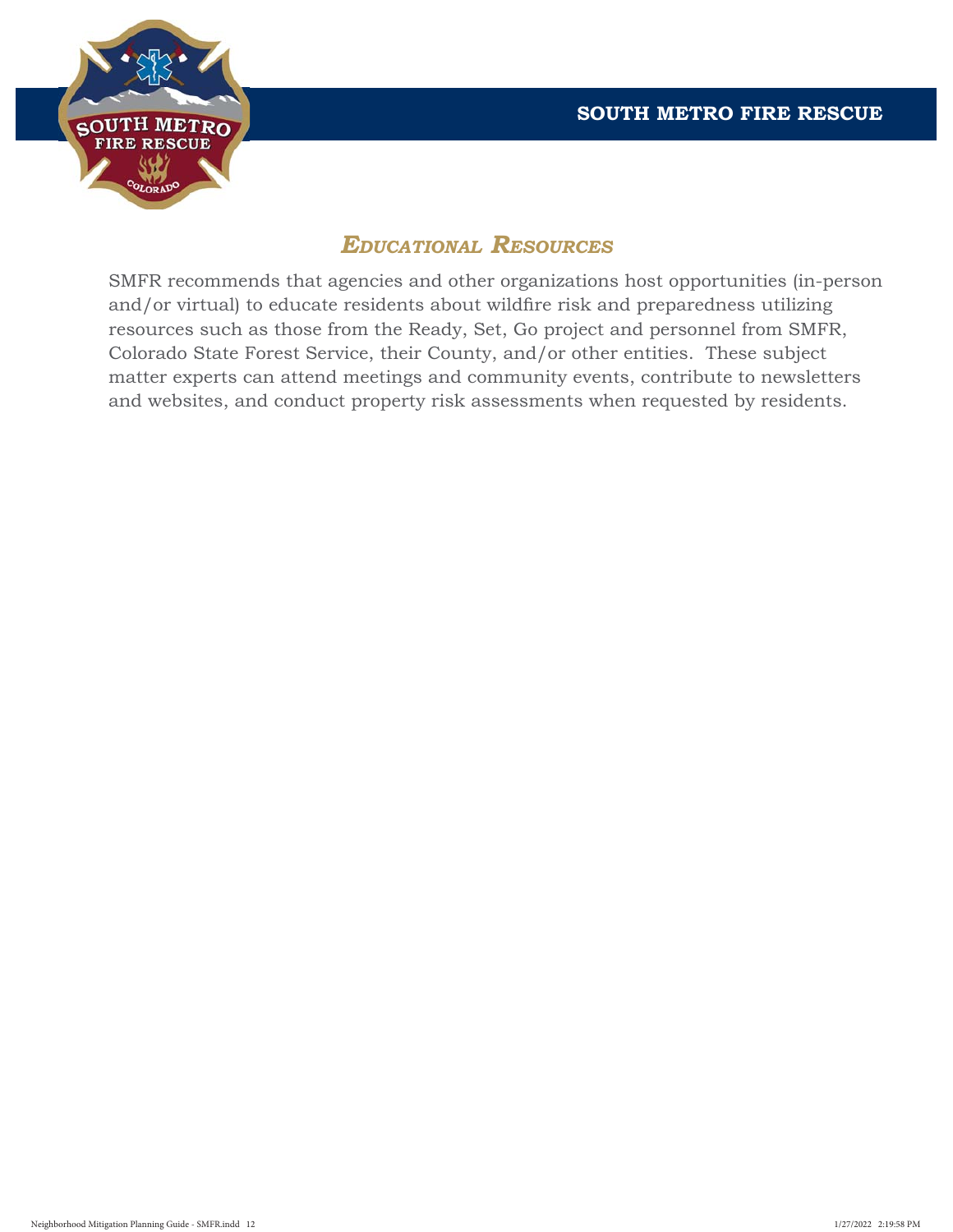## *Educational Resources*

SMFR recommends that agencies and other organizations host opportunities (in-person and/or virtual) to educate residents about wildfire risk and preparedness utilizing resources such as those from the Ready, Set, Go project and personnel from SMFR, Colorado State Forest Service, their County, and/or other entities. These subject matter experts can attend meetings and community events, contribute to newsletters and websites, and conduct property risk assessments when requested by residents.